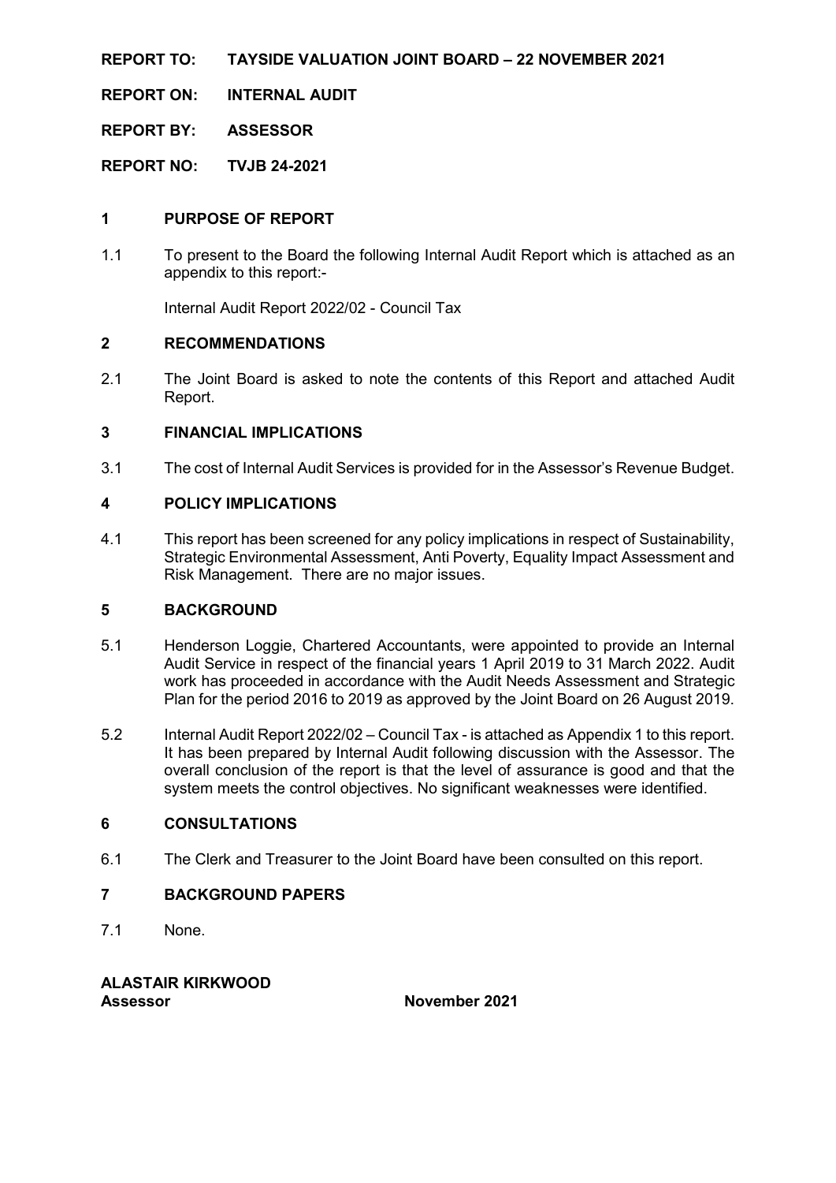**REPORT TO:** **TAYSIDE VALUATION JOINT BOARD – 22 NOVEMBER 2021**

**REPORT ON:** **INTERNAL AUDIT**

**REPORT BY:** **ASSESSOR**

**REPORT NO:** **TVJB 24-2021**

## 1 PURPOSE OF REPORT

1.1 To present to the Board the following Internal Audit Report which is attached as an appendix to this report:-

Internal Audit Report 2022/02 - Council Tax

## 2 RECOMMENDATIONS

2.1 The Joint Board is asked to note the contents of this Report and attached Audit Report.

## 3 FINANCIAL IMPLICATIONS

3.1 The cost of Internal Audit Services is provided for in the Assessor's Revenue Budget.

## 4 POLICY IMPLICATIONS

4.1 This report has been screened for any policy implications in respect of Sustainability, Strategic Environmental Assessment, Anti Poverty, Equality Impact Assessment and Risk Management. There are no major issues.

## 5 BACKGROUND

5.1 Henderson Loggie, Chartered Accountants, were appointed to provide an Internal Audit Service in respect of the financial years 1 April 2019 to 31 March 2022. Audit work has proceeded in accordance with the Audit Needs Assessment and Strategic Plan for the period 2016 to 2019 as approved by the Joint Board on 26 August 2019.

5.2 Internal Audit Report 2022/02 – Council Tax - is attached as Appendix 1 to this report. It has been prepared by Internal Audit following discussion with the Assessor. The overall conclusion of the report is that the level of assurance is good and that the system meets the control objectives. No significant weaknesses were identified.

## 6 CONSULTATIONS

6.1 The Clerk and Treasurer to the Joint Board have been consulted on this report.

## 7 BACKGROUND PAPERS

7.1 None.

**ALASTAIR KIRKWOOD**
**Assessor** **November 2021**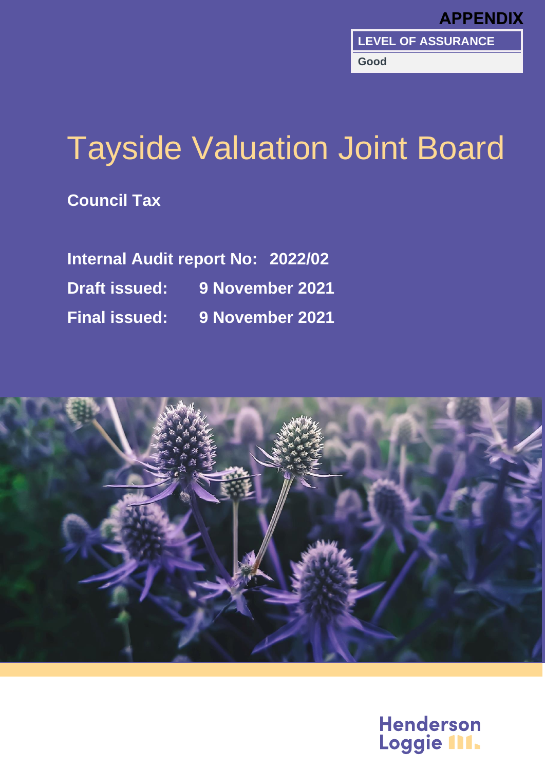**APPENDIX**

| LEVEL OF ASSURANCE |
| --- |
| Good |

# Tayside Valuation Joint Board

**Council Tax**

**Internal Audit report No: 2022/02**

**Draft issued: 9 November 2021**

**Final issued: 9 November 2021**

Henderson Loggie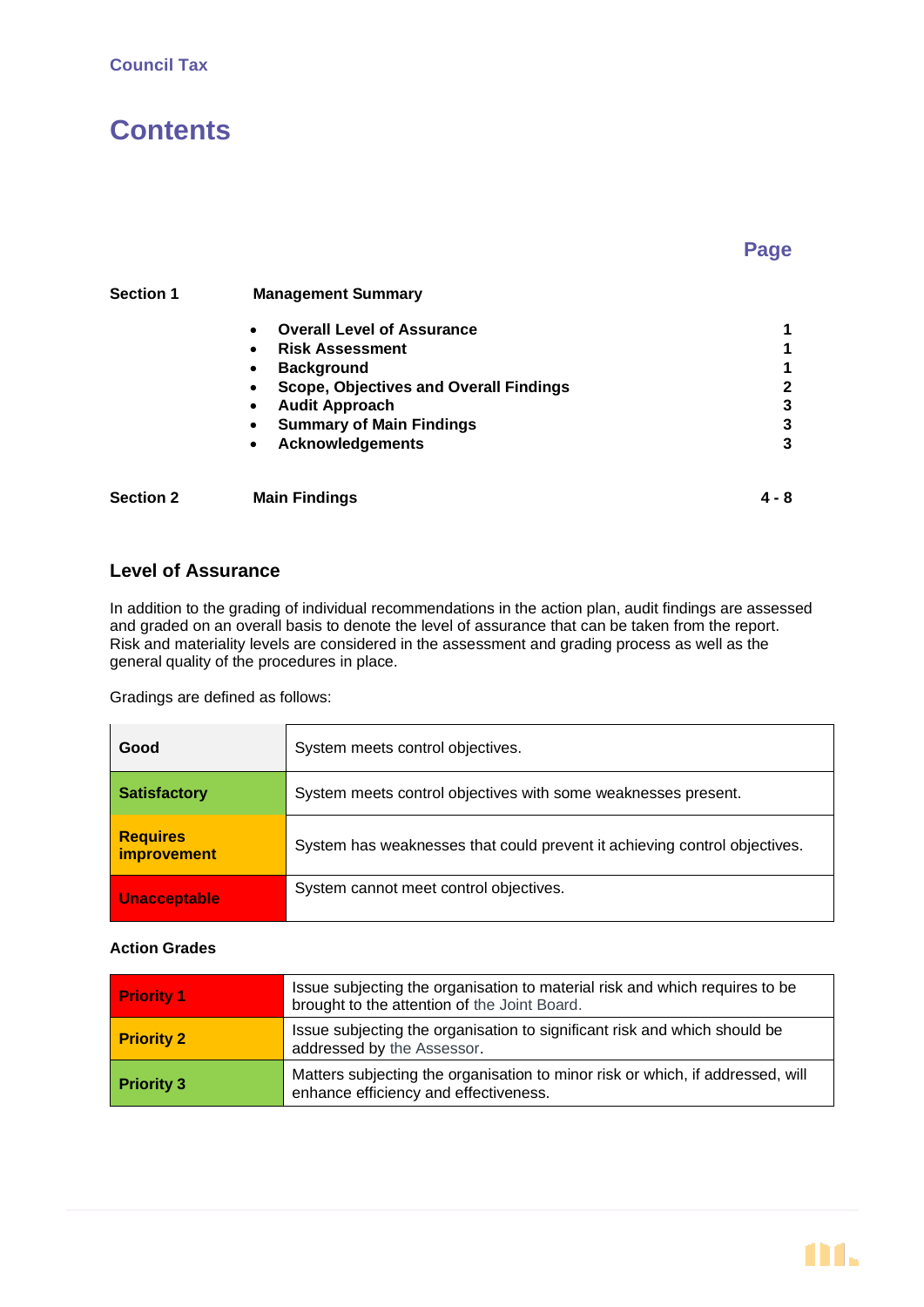Council Tax

# Contents

| | | Page |
|---|---|---|
| **Section 1** | **Management Summary** | |
| | • **Overall Level of Assurance** | **1** |
| | • **Risk Assessment** | **1** |
| | • **Background** | **1** |
| | • **Scope, Objectives and Overall Findings** | **2** |
| | • **Audit Approach** | **3** |
| | • **Summary of Main Findings** | **3** |
| | • **Acknowledgements** | **3** |
| **Section 2** | **Main Findings** | **4 - 8** |

## Level of Assurance

In addition to the grading of individual recommendations in the action plan, audit findings are assessed and graded on an overall basis to denote the level of assurance that can be taken from the report. Risk and materiality levels are considered in the assessment and grading process as well as the general quality of the procedures in place.

Gradings are defined as follows:

| | |
|---|---|
| **Good** | System meets control objectives. |
| **Satisfactory** | System meets control objectives with some weaknesses present. |
| **Requires improvement** | System has weaknesses that could prevent it achieving control objectives. |
| **Unacceptable** | System cannot meet control objectives. |

**Action Grades**

| | |
|---|---|
| **Priority 1** | Issue subjecting the organisation to material risk and which requires to be brought to the attention of the Joint Board. |
| **Priority 2** | Issue subjecting the organisation to significant risk and which should be addressed by the Assessor. |
| **Priority 3** | Matters subjecting the organisation to minor risk or which, if addressed, will enhance efficiency and effectiveness. |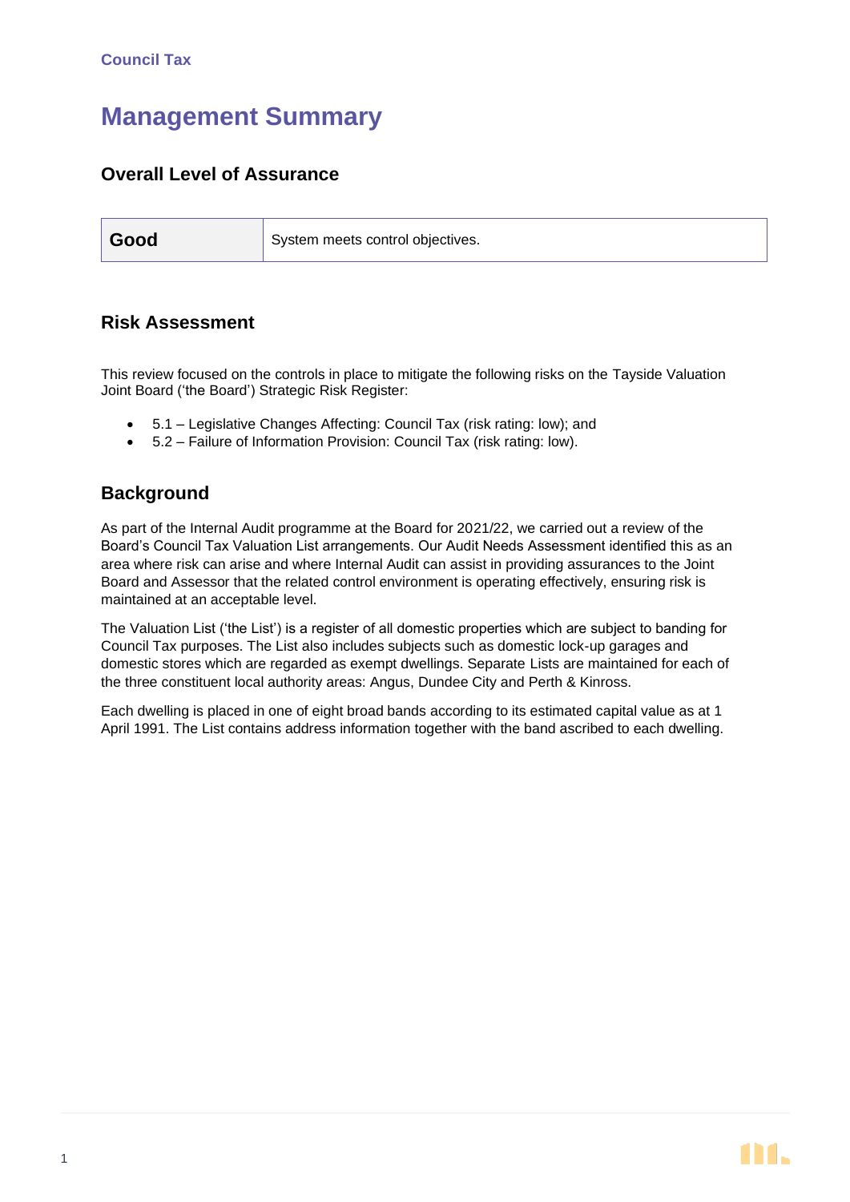Council Tax

# Management Summary

## Overall Level of Assurance

| Good | System meets control objectives. |
| --- | --- |

## Risk Assessment

This review focused on the controls in place to mitigate the following risks on the Tayside Valuation Joint Board ('the Board') Strategic Risk Register:

- 5.1 – Legislative Changes Affecting: Council Tax (risk rating: low); and
- 5.2 – Failure of Information Provision: Council Tax (risk rating: low).

## Background

As part of the Internal Audit programme at the Board for 2021/22, we carried out a review of the Board's Council Tax Valuation List arrangements. Our Audit Needs Assessment identified this as an area where risk can arise and where Internal Audit can assist in providing assurances to the Joint Board and Assessor that the related control environment is operating effectively, ensuring risk is maintained at an acceptable level.

The Valuation List ('the List') is a register of all domestic properties which are subject to banding for Council Tax purposes. The List also includes subjects such as domestic lock-up garages and domestic stores which are regarded as exempt dwellings. Separate Lists are maintained for each of the three constituent local authority areas: Angus, Dundee City and Perth & Kinross.

Each dwelling is placed in one of eight broad bands according to its estimated capital value as at 1 April 1991. The List contains address information together with the band ascribed to each dwelling.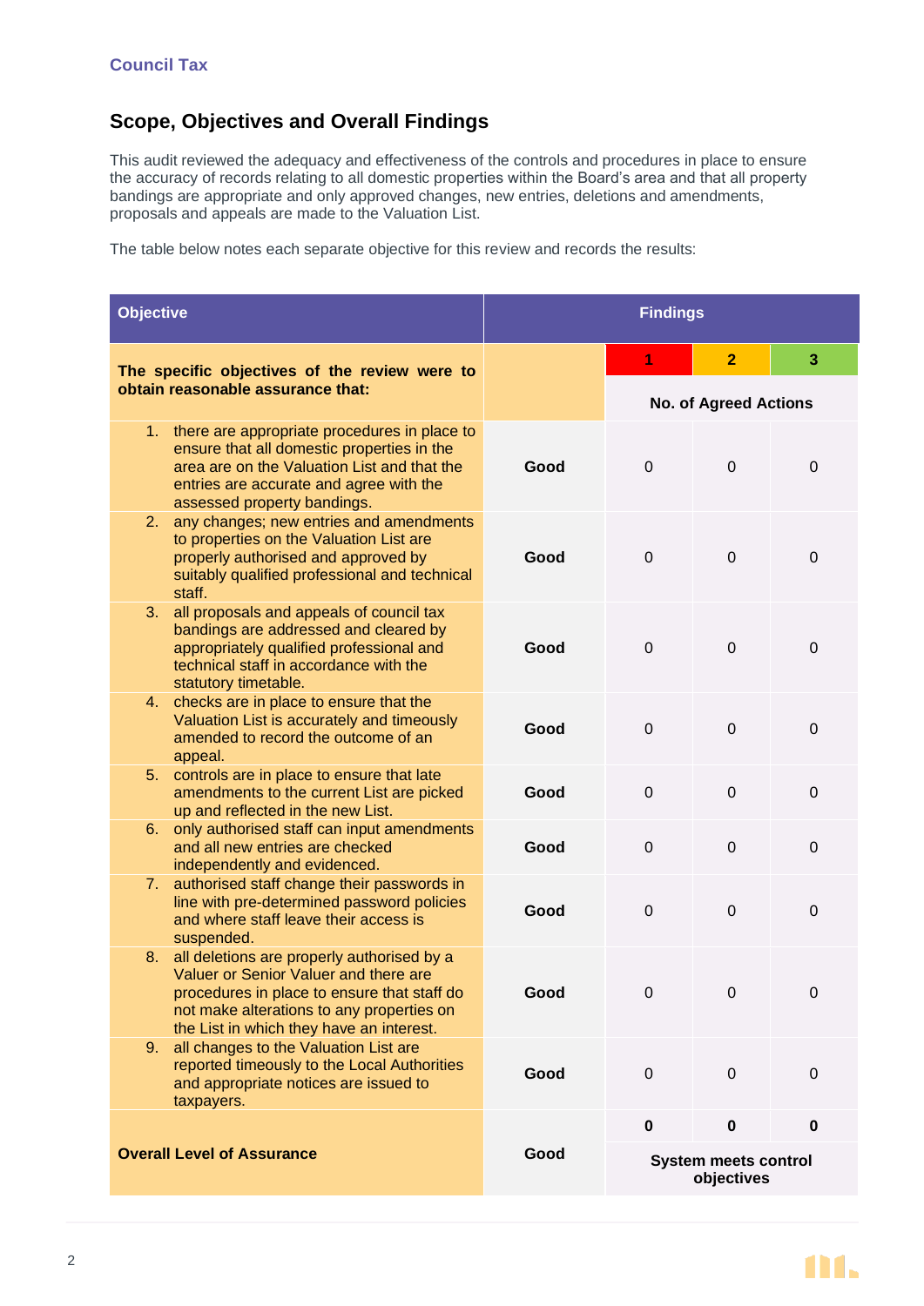Council Tax

## Scope, Objectives and Overall Findings

This audit reviewed the adequacy and effectiveness of the controls and procedures in place to ensure the accuracy of records relating to all domestic properties within the Board's area and that all property bandings are appropriate and only approved changes, new entries, deletions and amendments, proposals and appeals are made to the Valuation List.

The table below notes each separate objective for this review and records the results:

| Objective | Findings | | | |
|---|---|---|---|---|
| **The specific objectives of the review were to obtain reasonable assurance that:** | | **1** | **2** | **3** |
| | | **No. of Agreed Actions** | | |
| 1. there are appropriate procedures in place to ensure that all domestic properties in the area are on the Valuation List and that the entries are accurate and agree with the assessed property bandings. | **Good** | 0 | 0 | 0 |
| 2. any changes; new entries and amendments to properties on the Valuation List are properly authorised and approved by suitably qualified professional and technical staff. | **Good** | 0 | 0 | 0 |
| 3. all proposals and appeals of council tax bandings are addressed and cleared by appropriately qualified professional and technical staff in accordance with the statutory timetable. | **Good** | 0 | 0 | 0 |
| 4. checks are in place to ensure that the Valuation List is accurately and timeously amended to record the outcome of an appeal. | **Good** | 0 | 0 | 0 |
| 5. controls are in place to ensure that late amendments to the current List are picked up and reflected in the new List. | **Good** | 0 | 0 | 0 |
| 6. only authorised staff can input amendments and all new entries are checked independently and evidenced. | **Good** | 0 | 0 | 0 |
| 7. authorised staff change their passwords in line with pre-determined password policies and where staff leave their access is suspended. | **Good** | 0 | 0 | 0 |
| 8. all deletions are properly authorised by a Valuer or Senior Valuer and there are procedures in place to ensure that staff do not make alterations to any properties on the List in which they have an interest. | **Good** | 0 | 0 | 0 |
| 9. all changes to the Valuation List are reported timeously to the Local Authorities and appropriate notices are issued to taxpayers. | **Good** | 0 | 0 | 0 |
| **Overall Level of Assurance** | **Good** | **0** | **0** | **0** |
| | | **System meets control objectives** | | |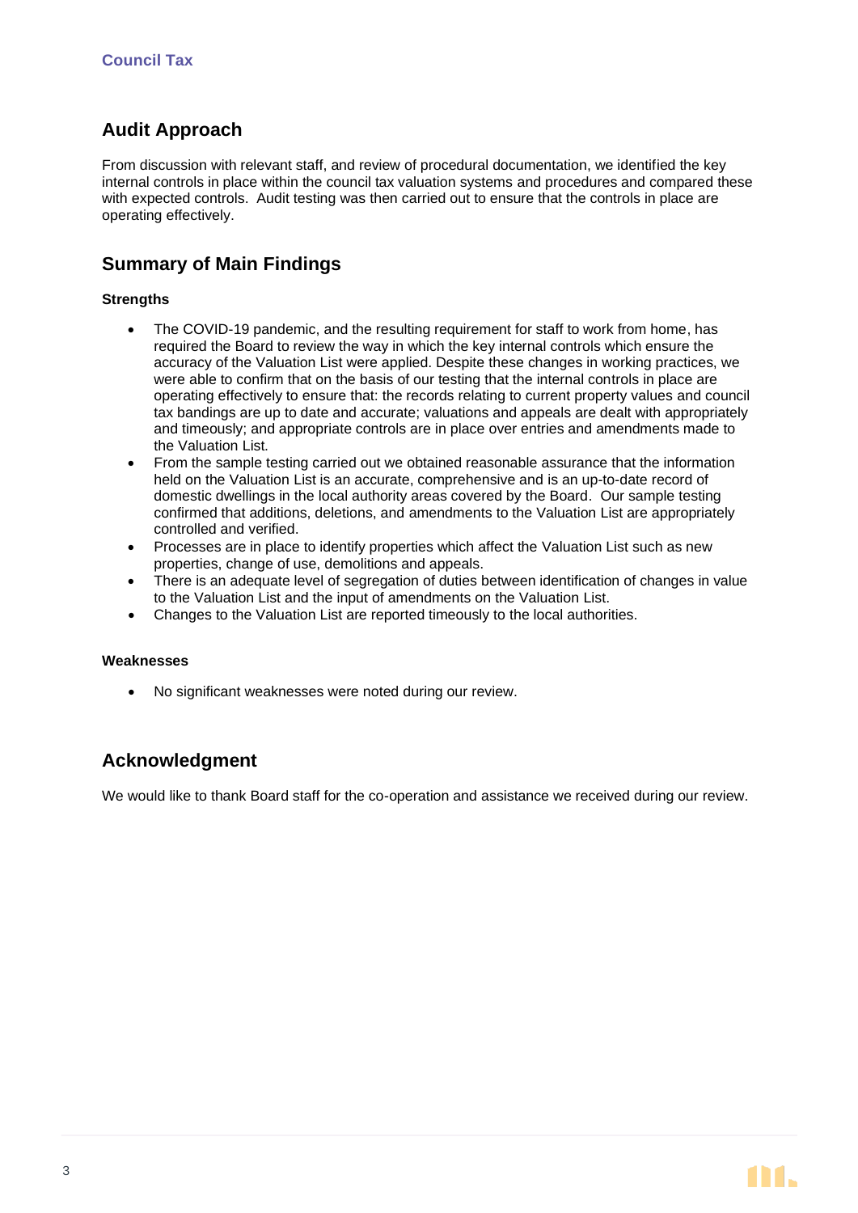## Audit Approach

From discussion with relevant staff, and review of procedural documentation, we identified the key internal controls in place within the council tax valuation systems and procedures and compared these with expected controls. Audit testing was then carried out to ensure that the controls in place are operating effectively.

## Summary of Main Findings

### Strengths

- The COVID-19 pandemic, and the resulting requirement for staff to work from home, has required the Board to review the way in which the key internal controls which ensure the accuracy of the Valuation List were applied. Despite these changes in working practices, we were able to confirm that on the basis of our testing that the internal controls in place are operating effectively to ensure that: the records relating to current property values and council tax bandings are up to date and accurate; valuations and appeals are dealt with appropriately and timeously; and appropriate controls are in place over entries and amendments made to the Valuation List.
- From the sample testing carried out we obtained reasonable assurance that the information held on the Valuation List is an accurate, comprehensive and is an up-to-date record of domestic dwellings in the local authority areas covered by the Board. Our sample testing confirmed that additions, deletions, and amendments to the Valuation List are appropriately controlled and verified.
- Processes are in place to identify properties which affect the Valuation List such as new properties, change of use, demolitions and appeals.
- There is an adequate level of segregation of duties between identification of changes in value to the Valuation List and the input of amendments on the Valuation List.
- Changes to the Valuation List are reported timeously to the local authorities.

### Weaknesses

- No significant weaknesses were noted during our review.

## Acknowledgment

We would like to thank Board staff for the co-operation and assistance we received during our review.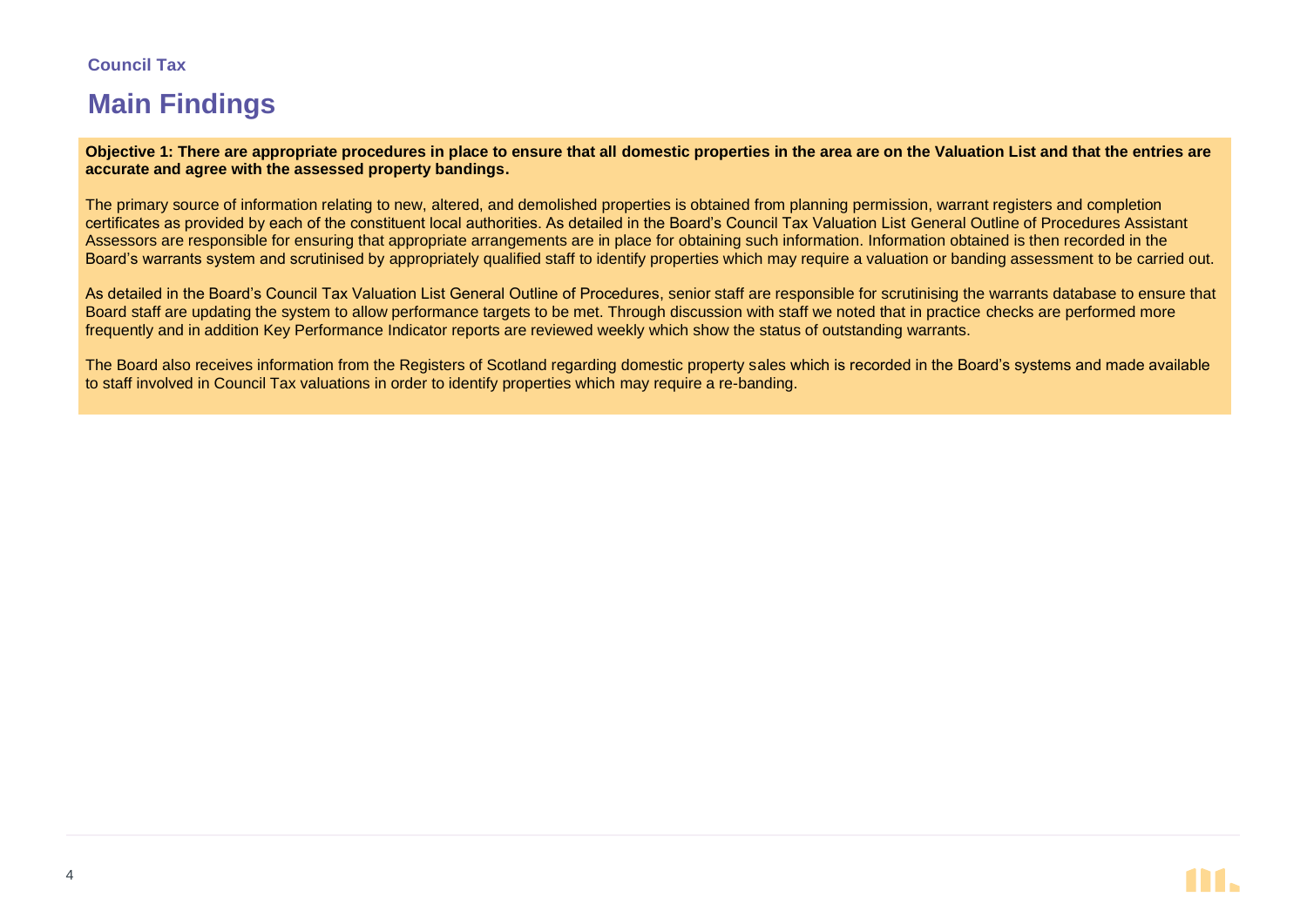Council Tax

# Main Findings

**Objective 1: There are appropriate procedures in place to ensure that all domestic properties in the area are on the Valuation List and that the entries are accurate and agree with the assessed property bandings.**

The primary source of information relating to new, altered, and demolished properties is obtained from planning permission, warrant registers and completion certificates as provided by each of the constituent local authorities. As detailed in the Board's Council Tax Valuation List General Outline of Procedures Assistant Assessors are responsible for ensuring that appropriate arrangements are in place for obtaining such information. Information obtained is then recorded in the Board's warrants system and scrutinised by appropriately qualified staff to identify properties which may require a valuation or banding assessment to be carried out.

As detailed in the Board's Council Tax Valuation List General Outline of Procedures, senior staff are responsible for scrutinising the warrants database to ensure that Board staff are updating the system to allow performance targets to be met. Through discussion with staff we noted that in practice checks are performed more frequently and in addition Key Performance Indicator reports are reviewed weekly which show the status of outstanding warrants.

The Board also receives information from the Registers of Scotland regarding domestic property sales which is recorded in the Board's systems and made available to staff involved in Council Tax valuations in order to identify properties which may require a re-banding.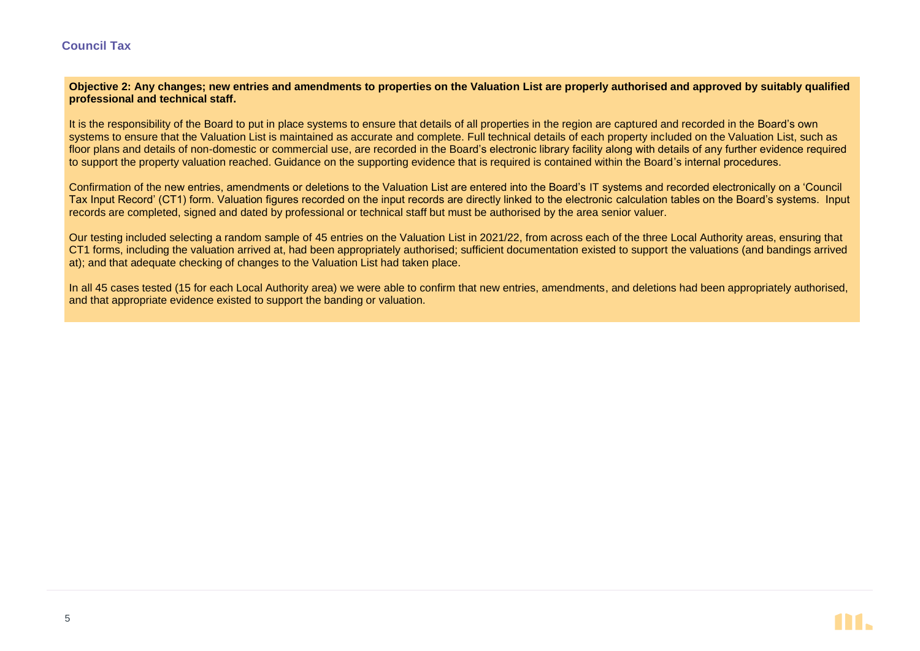## Council Tax

**Objective 2: Any changes; new entries and amendments to properties on the Valuation List are properly authorised and approved by suitably qualified professional and technical staff.**

It is the responsibility of the Board to put in place systems to ensure that details of all properties in the region are captured and recorded in the Board's own systems to ensure that the Valuation List is maintained as accurate and complete. Full technical details of each property included on the Valuation List, such as floor plans and details of non-domestic or commercial use, are recorded in the Board's electronic library facility along with details of any further evidence required to support the property valuation reached. Guidance on the supporting evidence that is required is contained within the Board's internal procedures.

Confirmation of the new entries, amendments or deletions to the Valuation List are entered into the Board's IT systems and recorded electronically on a 'Council Tax Input Record' (CT1) form. Valuation figures recorded on the input records are directly linked to the electronic calculation tables on the Board's systems. Input records are completed, signed and dated by professional or technical staff but must be authorised by the area senior valuer.

Our testing included selecting a random sample of 45 entries on the Valuation List in 2021/22, from across each of the three Local Authority areas, ensuring that CT1 forms, including the valuation arrived at, had been appropriately authorised; sufficient documentation existed to support the valuations (and bandings arrived at); and that adequate checking of changes to the Valuation List had taken place.

In all 45 cases tested (15 for each Local Authority area) we were able to confirm that new entries, amendments, and deletions had been appropriately authorised, and that appropriate evidence existed to support the banding or valuation.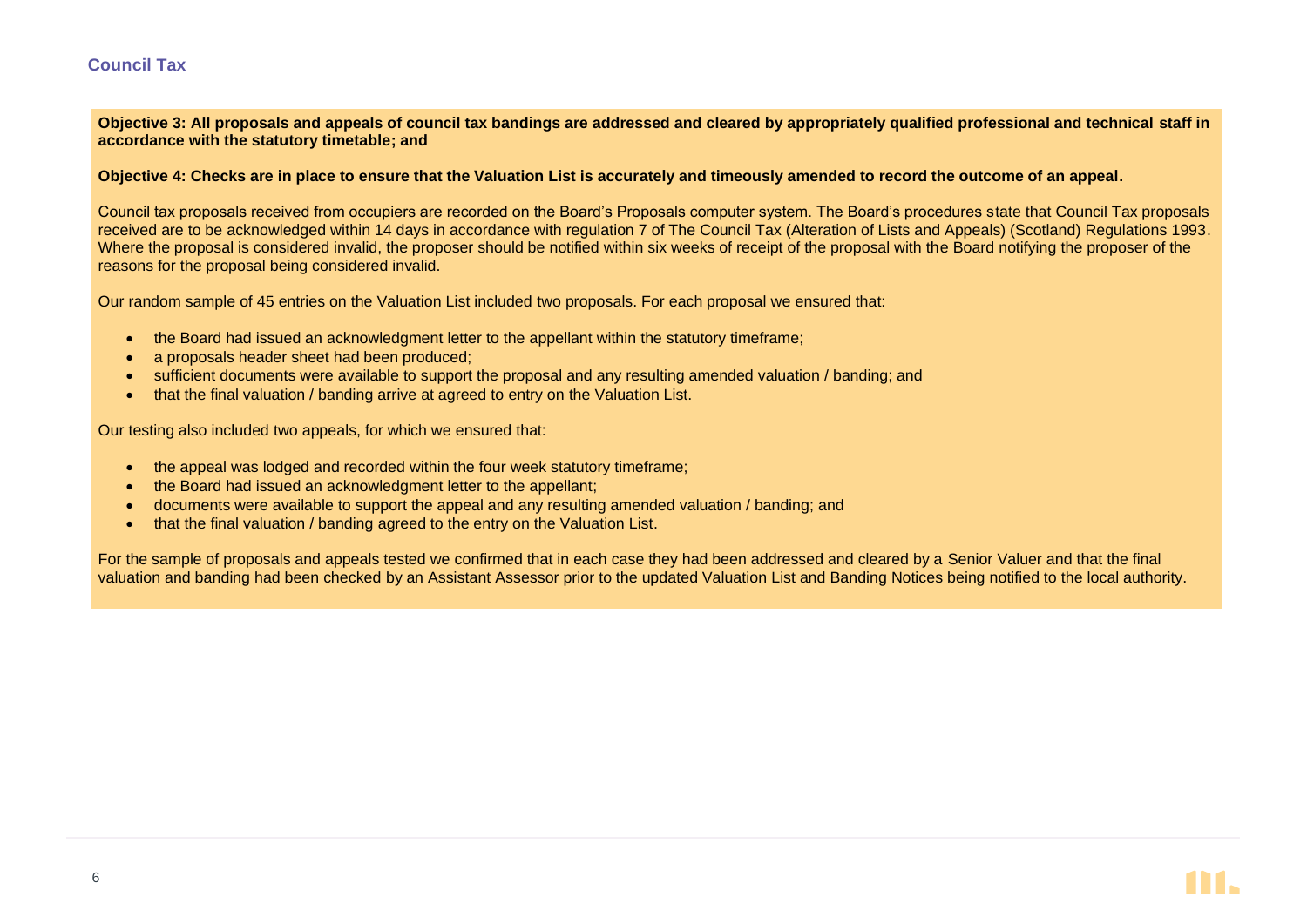## Council Tax

**Objective 3: All proposals and appeals of council tax bandings are addressed and cleared by appropriately qualified professional and technical staff in accordance with the statutory timetable; and**

**Objective 4: Checks are in place to ensure that the Valuation List is accurately and timeously amended to record the outcome of an appeal.**

Council tax proposals received from occupiers are recorded on the Board's Proposals computer system. The Board's procedures state that Council Tax proposals received are to be acknowledged within 14 days in accordance with regulation 7 of The Council Tax (Alteration of Lists and Appeals) (Scotland) Regulations 1993. Where the proposal is considered invalid, the proposer should be notified within six weeks of receipt of the proposal with the Board notifying the proposer of the reasons for the proposal being considered invalid.

Our random sample of 45 entries on the Valuation List included two proposals. For each proposal we ensured that:

- the Board had issued an acknowledgment letter to the appellant within the statutory timeframe;
- a proposals header sheet had been produced;
- sufficient documents were available to support the proposal and any resulting amended valuation / banding; and
- that the final valuation / banding arrive at agreed to entry on the Valuation List.

Our testing also included two appeals, for which we ensured that:

- the appeal was lodged and recorded within the four week statutory timeframe;
- the Board had issued an acknowledgment letter to the appellant;
- documents were available to support the appeal and any resulting amended valuation / banding; and
- that the final valuation / banding agreed to the entry on the Valuation List.

For the sample of proposals and appeals tested we confirmed that in each case they had been addressed and cleared by a Senior Valuer and that the final valuation and banding had been checked by an Assistant Assessor prior to the updated Valuation List and Banding Notices being notified to the local authority.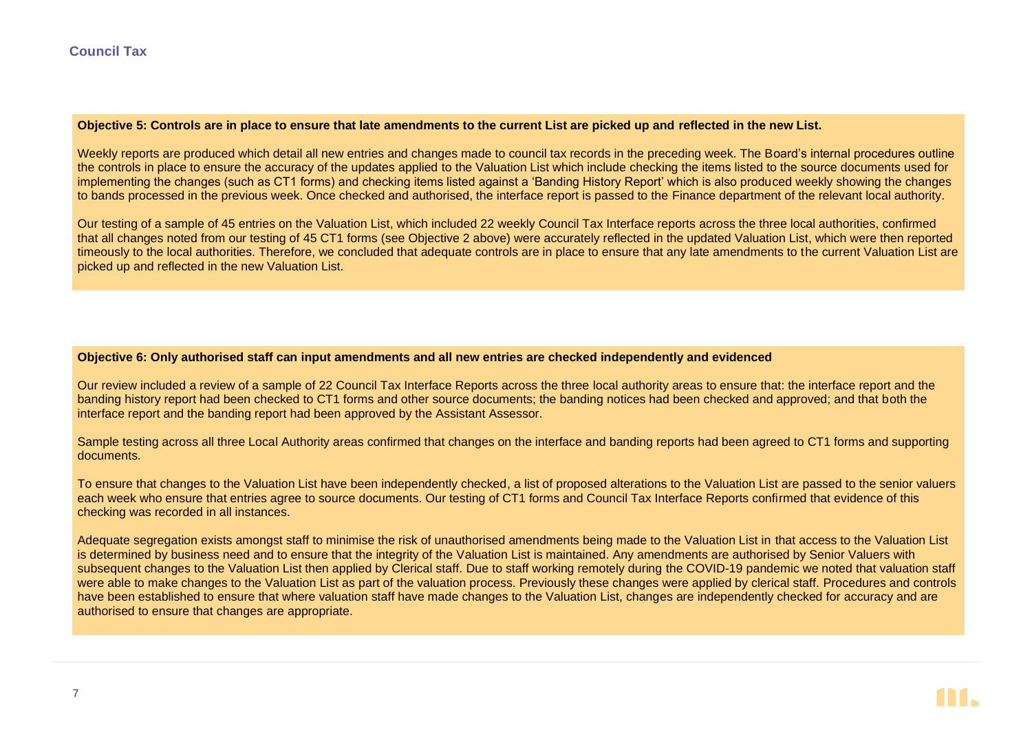**Objective 5: Controls are in place to ensure that late amendments to the current List are picked up and reflected in the new List.**

Weekly reports are produced which detail all new entries and changes made to council tax records in the preceding week. The Board's internal procedures outline the controls in place to ensure the accuracy of the updates applied to the Valuation List which include checking the items listed to the source documents used for implementing the changes (such as CT1 forms) and checking items listed against a 'Banding History Report' which is also produced weekly showing the changes to bands processed in the previous week. Once checked and authorised, the interface report is passed to the Finance department of the relevant local authority.

Our testing of a sample of 45 entries on the Valuation List, which included 22 weekly Council Tax Interface reports across the three local authorities, confirmed that all changes noted from our testing of 45 CT1 forms (see Objective 2 above) were accurately reflected in the updated Valuation List, which were then reported timeously to the local authorities. Therefore, we concluded that adequate controls are in place to ensure that any late amendments to the current Valuation List are picked up and reflected in the new Valuation List.

**Objective 6: Only authorised staff can input amendments and all new entries are checked independently and evidenced**

Our review included a review of a sample of 22 Council Tax Interface Reports across the three local authority areas to ensure that: the interface report and the banding history report had been checked to CT1 forms and other source documents; the banding notices had been checked and approved; and that both the interface report and the banding report had been approved by the Assistant Assessor.

Sample testing across all three Local Authority areas confirmed that changes on the interface and banding reports had been agreed to CT1 forms and supporting documents.

To ensure that changes to the Valuation List have been independently checked, a list of proposed alterations to the Valuation List are passed to the senior valuers each week who ensure that entries agree to source documents. Our testing of CT1 forms and Council Tax Interface Reports confirmed that evidence of this checking was recorded in all instances.

Adequate segregation exists amongst staff to minimise the risk of unauthorised amendments being made to the Valuation List in that access to the Valuation List is determined by business need and to ensure that the integrity of the Valuation List is maintained. Any amendments are authorised by Senior Valuers with subsequent changes to the Valuation List then applied by Clerical staff. Due to staff working remotely during the COVID-19 pandemic we noted that valuation staff were able to make changes to the Valuation List as part of the valuation process. Previously these changes were applied by clerical staff. Procedures and controls have been established to ensure that where valuation staff have made changes to the Valuation List, changes are independently checked for accuracy and are authorised to ensure that changes are appropriate.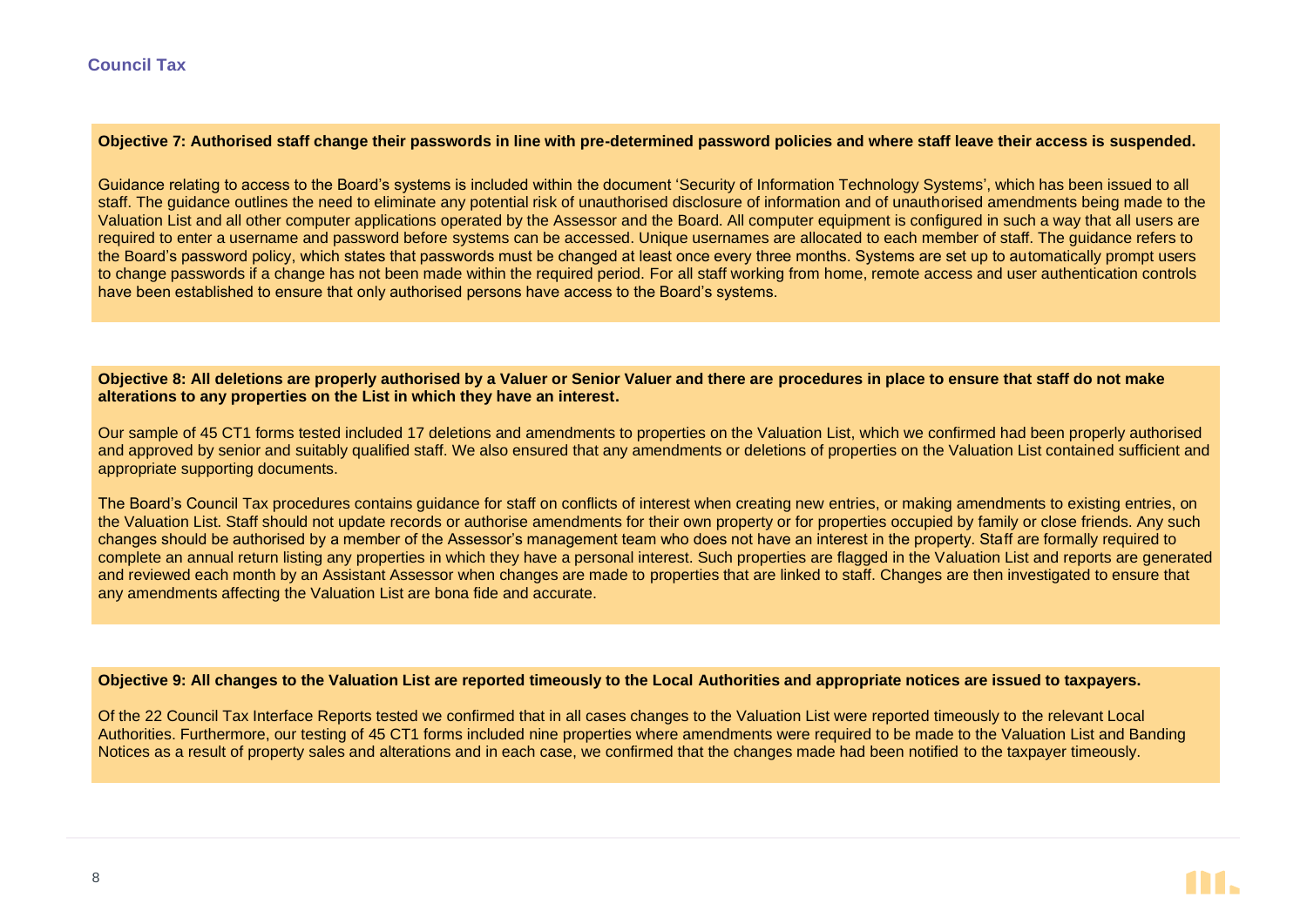**Objective 7: Authorised staff change their passwords in line with pre-determined password policies and where staff leave their access is suspended.**

Guidance relating to access to the Board's systems is included within the document 'Security of Information Technology Systems', which has been issued to all staff. The guidance outlines the need to eliminate any potential risk of unauthorised disclosure of information and of unauthorised amendments being made to the Valuation List and all other computer applications operated by the Assessor and the Board. All computer equipment is configured in such a way that all users are required to enter a username and password before systems can be accessed. Unique usernames are allocated to each member of staff. The guidance refers to the Board's password policy, which states that passwords must be changed at least once every three months. Systems are set up to automatically prompt users to change passwords if a change has not been made within the required period. For all staff working from home, remote access and user authentication controls have been established to ensure that only authorised persons have access to the Board's systems.

**Objective 8: All deletions are properly authorised by a Valuer or Senior Valuer and there are procedures in place to ensure that staff do not make alterations to any properties on the List in which they have an interest.**

Our sample of 45 CT1 forms tested included 17 deletions and amendments to properties on the Valuation List, which we confirmed had been properly authorised and approved by senior and suitably qualified staff. We also ensured that any amendments or deletions of properties on the Valuation List contained sufficient and appropriate supporting documents.

The Board's Council Tax procedures contains guidance for staff on conflicts of interest when creating new entries, or making amendments to existing entries, on the Valuation List. Staff should not update records or authorise amendments for their own property or for properties occupied by family or close friends. Any such changes should be authorised by a member of the Assessor's management team who does not have an interest in the property. Staff are formally required to complete an annual return listing any properties in which they have a personal interest. Such properties are flagged in the Valuation List and reports are generated and reviewed each month by an Assistant Assessor when changes are made to properties that are linked to staff. Changes are then investigated to ensure that any amendments affecting the Valuation List are bona fide and accurate.

**Objective 9: All changes to the Valuation List are reported timeously to the Local Authorities and appropriate notices are issued to taxpayers.**

Of the 22 Council Tax Interface Reports tested we confirmed that in all cases changes to the Valuation List were reported timeously to the relevant Local Authorities. Furthermore, our testing of 45 CT1 forms included nine properties where amendments were required to be made to the Valuation List and Banding Notices as a result of property sales and alterations and in each case, we confirmed that the changes made had been notified to the taxpayer timeously.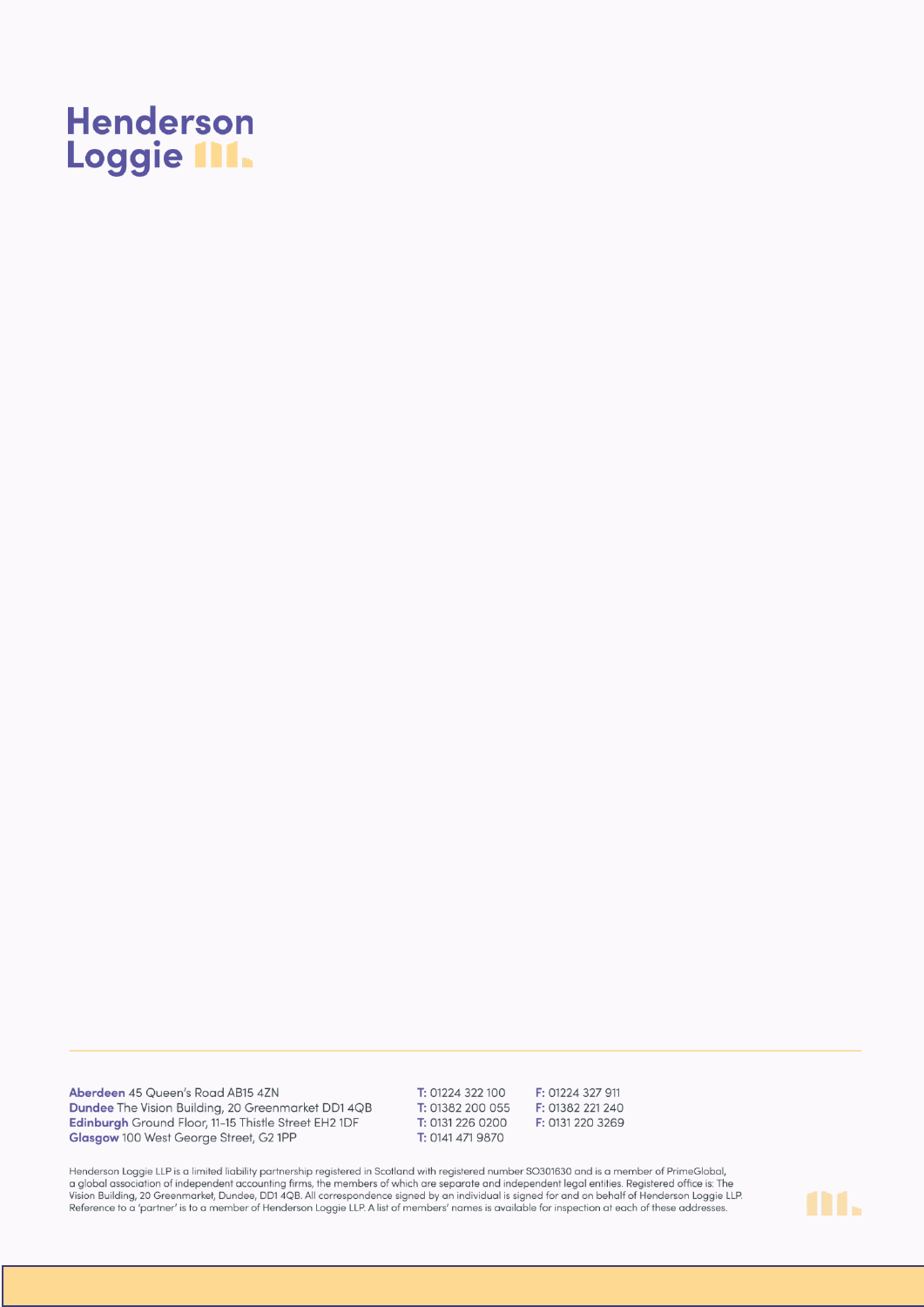Henderson Loggie

**Aberdeen** 45 Queen's Road AB15 4ZN T: 01224 322 100 F: 01224 327 911
**Dundee** The Vision Building, 20 Greenmarket DD1 4QB T: 01382 200 055 F: 01382 221 240
**Edinburgh** Ground Floor, 11–15 Thistle Street EH2 1DF T: 0131 226 0200 F: 0131 220 3269
**Glasgow** 100 West George Street, G2 1PP T: 0141 471 9870

Henderson Loggie LLP is a limited liability partnership registered in Scotland with registered number SO301630 and is a member of PrimeGlobal, a global association of independent accounting firms, the members of which are separate and independent legal entities. Registered office is: The Vision Building, 20 Greenmarket, Dundee, DD1 4QB. All correspondence signed by an individual is signed for and on behalf of Henderson Loggie LLP. Reference to a 'partner' is to a member of Henderson Loggie LLP. A list of members' names is available for inspection at each of these addresses.